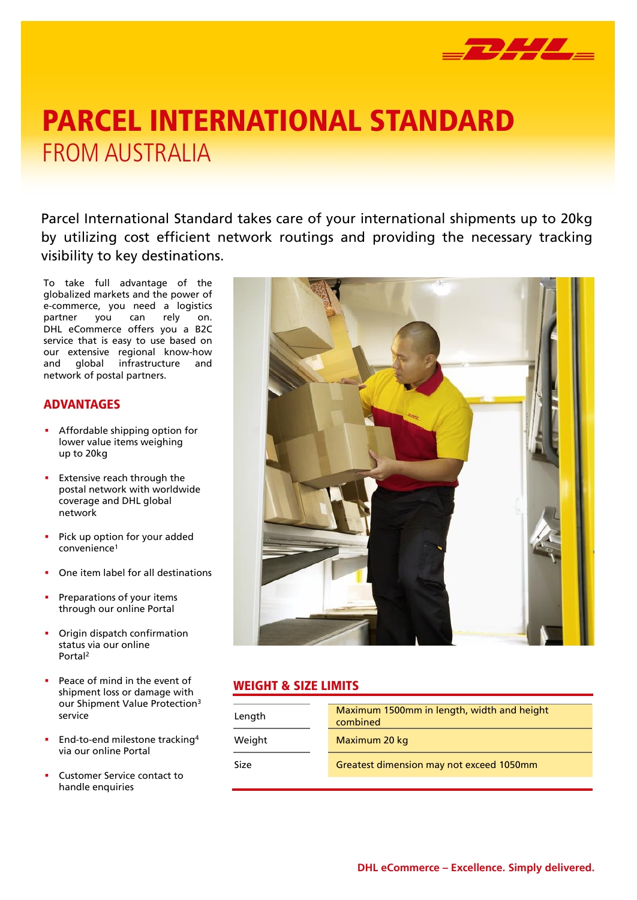# PARCEL INTERNATIONAL STANDARD

## FROM AUSTRALIA

Parcel International Standard takes care of your international shipments up to 20kg by utilizing cost efficient network routings and providing the necessary tracking visibility to key destinations.

To take full advantage of the globalized markets and the power of e-commerce, you need a logistics partner you can rely on. DHL eCommerce offers you a B2C service that is easy to use based on our extensive regional know-how and global infrastructure and network of postal partners.

## ADVANTAGES

- Affordable shipping option for lower value items weighing up to 20kg
- Extensive reach through the postal network with worldwide coverage and DHL global network
- Pick up option for your added convenience[1]
- One item label for all destinations
- Preparations of your items through our online Portal
- Origin dispatch confirmation status via our online Portal[2]
- Peace of mind in the event of shipment loss or damage with our Shipment Value Protection[3] service
- End-to-end milestone tracking[4] via our online Portal
- Customer Service contact to handle enquiries

## WEIGHT & SIZE LIMITS

| | |
|---|---|
| Length | Maximum 1500mm in length, width and height combined |
| Weight | Maximum 20 kg |
| Size | Greatest dimension may not exceed 1050mm |

**DHL eCommerce – Excellence. Simply delivered.**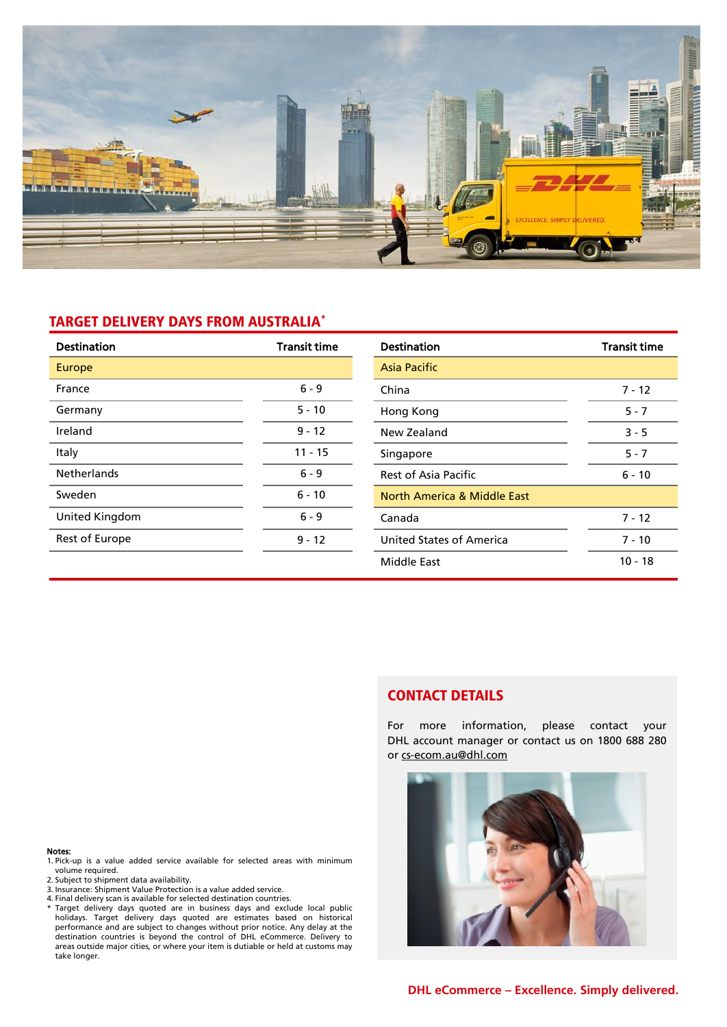## TARGET DELIVERY DAYS FROM AUSTRALIA*

| Destination | Transit time |
|---|---|
| **Europe** | |
| France | 6 - 9 |
| Germany | 5 - 10 |
| Ireland | 9 - 12 |
| Italy | 11 - 15 |
| Netherlands | 6 - 9 |
| Sweden | 6 - 10 |
| United Kingdom | 6 - 9 |
| Rest of Europe | 9 - 12 |

| Destination | Transit time |
|---|---|
| **Asia Pacific** | |
| China | 7 - 12 |
| Hong Kong | 5 - 7 |
| New Zealand | 3 - 5 |
| Singapore | 5 - 7 |
| Rest of Asia Pacific | 6 - 10 |
| **North America & Middle East** | |
| Canada | 7 - 12 |
| United States of America | 7 - 10 |
| Middle East | 10 - 18 |

**Notes:**

1. Pick-up is a value added service available for selected areas with minimum volume required.
2. Subject to shipment data availability.
3. Insurance: Shipment Value Protection is a value added service.
4. Final delivery scan is available for selected destination countries.

\* Target delivery days quoted are in business days and exclude local public holidays. Target delivery days quoted are estimates based on historical performance and are subject to changes without prior notice. Any delay at the destination countries is beyond the control of DHL eCommerce. Delivery to areas outside major cities, or where your item is dutiable or held at customs may take longer.

## CONTACT DETAILS

For more information, please contact your DHL account manager or contact us on 1800 688 280 or cs-ecom.au@dhl.com

**DHL eCommerce – Excellence. Simply delivered.**